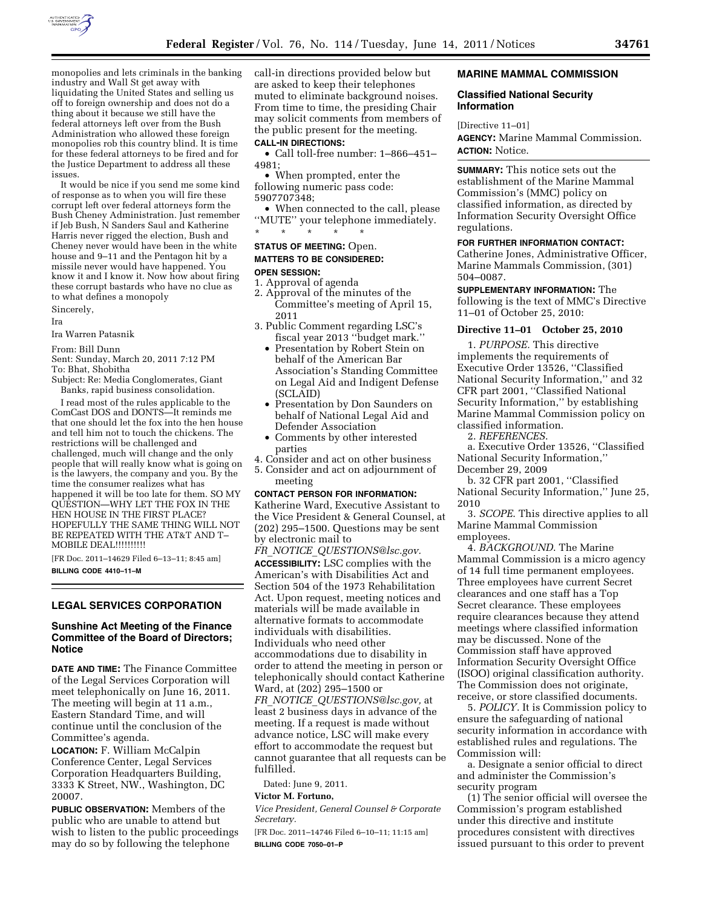monopolies and lets criminals in the banking industry and Wall St get away with liquidating the United States and selling us off to foreign ownership and does not do a thing about it because we still have the federal attorneys left over from the Bush Administration who allowed these foreign monopolies rob this country blind. It is time for these federal attorneys to be fired and for the Justice Department to address all these issues.

It would be nice if you send me some kind of response as to when you will fire these corrupt left over federal attorneys form the Bush Cheney Administration. Just remember if Jeb Bush, N Sanders Saul and Katherine Harris never rigged the election, Bush and Cheney never would have been in the white house and 9–11 and the Pentagon hit by a missile never would have happened. You know it and I know it. Now how about firing these corrupt bastards who have no clue as to what defines a monopoly

Sincerely,

Ira

Ira Warren Patasnik

From: Bill Dunn
Sent: Sunday, March 20, 2011 7:12 PM
To: Bhat, Shobitha
Subject: Re: Media Conglomerates, Giant Banks, rapid business consolidation.

I read most of the rules applicable to the ComCast DOS and DONTS—It reminds me that one should let the fox into the hen house and tell him not to touch the chickens. The restrictions will be challenged and challenged, much will change and the only people that will really know what is going on is the lawyers, the company and you. By the time the consumer realizes what has happened it will be too late for them. SO MY QUESTION—WHY LET THE FOX IN THE HEN HOUSE IN THE FIRST PLACE? HOPEFULLY THE SAME THING WILL NOT BE REPEATED WITH THE AT&T AND T–MOBILE DEAL!!!!!!!!!!

[FR Doc. 2011–14629 Filed 6–13–11; 8:45 am]

**BILLING CODE 4410–11–M**

## LEGAL SERVICES CORPORATION

### Sunshine Act Meeting of the Finance Committee of the Board of Directors; Notice

**DATE AND TIME:** The Finance Committee of the Legal Services Corporation will meet telephonically on June 16, 2011. The meeting will begin at 11 a.m., Eastern Standard Time, and will continue until the conclusion of the Committee's agenda.

**LOCATION:** F. William McCalpin Conference Center, Legal Services Corporation Headquarters Building, 3333 K Street, NW., Washington, DC 20007.

**PUBLIC OBSERVATION:** Members of the public who are unable to attend but wish to listen to the public proceedings may do so by following the telephone call-in directions provided below but are asked to keep their telephones muted to eliminate background noises. From time to time, the presiding Chair may solicit comments from members of the public present for the meeting.

**CALL-IN DIRECTIONS:**

- Call toll-free number: 1–866–451–4981;
- When prompted, enter the following numeric pass code: 5907707348;
- When connected to the call, please ''MUTE'' your telephone immediately.

\* \* \* \* \*

**STATUS OF MEETING:** Open.

**MATTERS TO BE CONSIDERED:**

**OPEN SESSION:**

1. Approval of agenda
2. Approval of the minutes of the Committee's meeting of April 15, 2011
3. Public Comment regarding LSC's fiscal year 2013 ''budget mark.''
   - Presentation by Robert Stein on behalf of the American Bar Association's Standing Committee on Legal Aid and Indigent Defense (SCLAID)
   - Presentation by Don Saunders on behalf of National Legal Aid and Defender Association
   - Comments by other interested parties
4. Consider and act on other business
5. Consider and act on adjournment of meeting

**CONTACT PERSON FOR INFORMATION:** Katherine Ward, Executive Assistant to the Vice President & General Counsel, at (202) 295–1500. Questions may be sent by electronic mail to *FR_NOTICE_QUESTIONS@lsc.gov.*

**ACCESSIBILITY:** LSC complies with the American's with Disabilities Act and Section 504 of the 1973 Rehabilitation Act. Upon request, meeting notices and materials will be made available in alternative formats to accommodate individuals with disabilities. Individuals who need other accommodations due to disability in order to attend the meeting in person or telephonically should contact Katherine Ward, at (202) 295–1500 or *FR_NOTICE_QUESTIONS@lsc.gov,* at least 2 business days in advance of the meeting. If a request is made without advance notice, LSC will make every effort to accommodate the request but cannot guarantee that all requests can be fulfilled.

Dated: June 9, 2011.

**Victor M. Fortuno,**

*Vice President, General Counsel & Corporate Secretary.*

[FR Doc. 2011–14746 Filed 6–10–11; 11:15 am]

**BILLING CODE 7050–01–P**

## MARINE MAMMAL COMMISSION

### Classified National Security Information

[Directive 11–01]

**AGENCY:** Marine Mammal Commission.

**ACTION:** Notice.

**SUMMARY:** This notice sets out the establishment of the Marine Mammal Commission's (MMC) policy on classified information, as directed by Information Security Oversight Office regulations.

**FOR FURTHER INFORMATION CONTACT:** Catherine Jones, Administrative Officer, Marine Mammals Commission, (301) 504–0087.

**SUPPLEMENTARY INFORMATION:** The following is the text of MMC's Directive 11–01 of October 25, 2010:

#### Directive 11–01 October 25, 2010

1. *PURPOSE.* This directive implements the requirements of Executive Order 13526, ''Classified National Security Information,'' and 32 CFR part 2001, ''Classified National Security Information,'' by establishing Marine Mammal Commission policy on classified information.

2. *REFERENCES.*

a. Executive Order 13526, ''Classified National Security Information,'' December 29, 2009

b. 32 CFR part 2001, ''Classified National Security Information,'' June 25, 2010

3. *SCOPE.* This directive applies to all Marine Mammal Commission employees.

4. *BACKGROUND.* The Marine Mammal Commission is a micro agency of 14 full time permanent employees. Three employees have current Secret clearances and one staff has a Top Secret clearance. These employees require clearances because they attend meetings where classified information may be discussed. None of the Commission staff have approved Information Security Oversight Office (ISOO) original classification authority. The Commission does not originate, receive, or store classified documents.

5. *POLICY.* It is Commission policy to ensure the safeguarding of national security information in accordance with established rules and regulations. The Commission will:

a. Designate a senior official to direct and administer the Commission's security program

(1) The senior official will oversee the Commission's program established under this directive and institute procedures consistent with directives issued pursuant to this order to prevent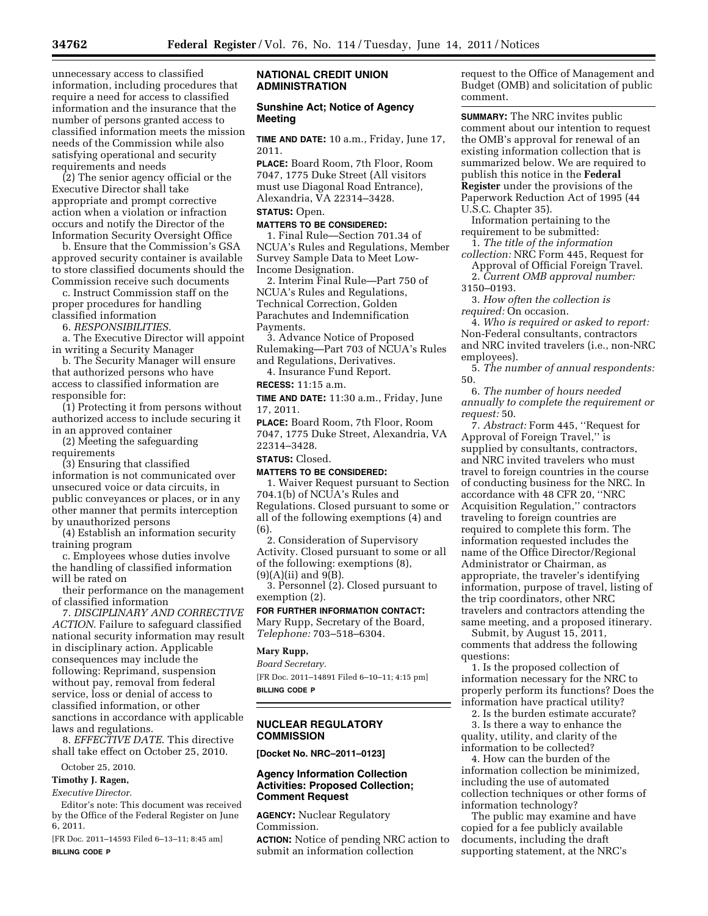unnecessary access to classified information, including procedures that require a need for access to classified information and the insurance that the number of persons granted access to classified information meets the mission needs of the Commission while also satisfying operational and security requirements and needs

(2) The senior agency official or the Executive Director shall take appropriate and prompt corrective action when a violation or infraction occurs and notify the Director of the Information Security Oversight Office

b. Ensure that the Commission's GSA approved security container is available to store classified documents should the Commission receive such documents

c. Instruct Commission staff on the proper procedures for handling classified information

6. *RESPONSIBILITIES.*

a. The Executive Director will appoint in writing a Security Manager

b. The Security Manager will ensure that authorized persons who have access to classified information are responsible for:

(1) Protecting it from persons without authorized access to include securing it in an approved container

(2) Meeting the safeguarding requirements

(3) Ensuring that classified information is not communicated over unsecured voice or data circuits, in public conveyances or places, or in any other manner that permits interception by unauthorized persons

(4) Establish an information security training program

c. Employees whose duties involve the handling of classified information will be rated on

their performance on the management of classified information

7. *DISCIPLINARY AND CORRECTIVE ACTION.* Failure to safeguard classified national security information may result in disciplinary action. Applicable consequences may include the following: Reprimand, suspension without pay, removal from federal service, loss or denial of access to classified information, or other sanctions in accordance with applicable laws and regulations.

8. *EFFECTIVE DATE.* This directive shall take effect on October 25, 2010.

October 25, 2010.

**Timothy J. Ragen,**

*Executive Director.*

Editor's note: This document was received by the Office of the Federal Register on June 6, 2011.

[FR Doc. 2011–14593 Filed 6–13–11; 8:45 am]

**BILLING CODE P**

## NATIONAL CREDIT UNION ADMINISTRATION

### Sunshine Act; Notice of Agency Meeting

**TIME AND DATE:** 10 a.m., Friday, June 17, 2011.

**PLACE:** Board Room, 7th Floor, Room 7047, 1775 Duke Street (All visitors must use Diagonal Road Entrance), Alexandria, VA 22314–3428.

**STATUS:** Open.

**MATTERS TO BE CONSIDERED:**

1. Final Rule—Section 701.34 of NCUA's Rules and Regulations, Member Survey Sample Data to Meet Low-Income Designation.

2. Interim Final Rule—Part 750 of NCUA's Rules and Regulations, Technical Correction, Golden Parachutes and Indemnification Payments.

3. Advance Notice of Proposed Rulemaking—Part 703 of NCUA's Rules and Regulations, Derivatives.

4. Insurance Fund Report.

**RECESS:** 11:15 a.m.

**TIME AND DATE:** 11:30 a.m., Friday, June 17, 2011.

**PLACE:** Board Room, 7th Floor, Room 7047, 1775 Duke Street, Alexandria, VA 22314–3428.

**STATUS:** Closed.

**MATTERS TO BE CONSIDERED:**

1. Waiver Request pursuant to Section 704.1(b) of NCUA's Rules and Regulations. Closed pursuant to some or all of the following exemptions (4) and (6).

2. Consideration of Supervisory Activity. Closed pursuant to some or all of the following: exemptions (8), (9)(A)(ii) and 9(B).

3. Personnel (2). Closed pursuant to exemption (2).

**FOR FURTHER INFORMATION CONTACT:** Mary Rupp, Secretary of the Board, *Telephone:* 703–518–6304.

**Mary Rupp,**

*Board Secretary.*

[FR Doc. 2011–14891 Filed 6–10–11; 4:15 pm]

**BILLING CODE P**

## NUCLEAR REGULATORY COMMISSION

**[Docket No. NRC–2011–0123]**

### Agency Information Collection Activities: Proposed Collection; Comment Request

**AGENCY:** Nuclear Regulatory Commission.

**ACTION:** Notice of pending NRC action to submit an information collection request to the Office of Management and Budget (OMB) and solicitation of public comment.

**SUMMARY:** The NRC invites public comment about our intention to request the OMB's approval for renewal of an existing information collection that is summarized below. We are required to publish this notice in the **Federal Register** under the provisions of the Paperwork Reduction Act of 1995 (44 U.S.C. Chapter 35).

Information pertaining to the requirement to be submitted:

1. *The title of the information collection:* NRC Form 445, Request for Approval of Official Foreign Travel.

2. *Current OMB approval number:* 3150–0193.

3. *How often the collection is required:* On occasion.

4. *Who is required or asked to report:* Non-Federal consultants, contractors and NRC invited travelers (i.e., non-NRC employees).

5. *The number of annual respondents:* 50.

6. *The number of hours needed annually to complete the requirement or request:* 50.

7. *Abstract:* Form 445, ''Request for Approval of Foreign Travel,'' is supplied by consultants, contractors, and NRC invited travelers who must travel to foreign countries in the course of conducting business for the NRC. In accordance with 48 CFR 20, ''NRC Acquisition Regulation,'' contractors traveling to foreign countries are required to complete this form. The information requested includes the name of the Office Director/Regional Administrator or Chairman, as appropriate, the traveler's identifying information, purpose of travel, listing of the trip coordinators, other NRC travelers and contractors attending the same meeting, and a proposed itinerary.

Submit, by August 15, 2011, comments that address the following questions:

1. Is the proposed collection of information necessary for the NRC to properly perform its functions? Does the information have practical utility?

2. Is the burden estimate accurate?

3. Is there a way to enhance the quality, utility, and clarity of the information to be collected?

4. How can the burden of the information collection be minimized, including the use of automated collection techniques or other forms of information technology?

The public may examine and have copied for a fee publicly available documents, including the draft supporting statement, at the NRC's